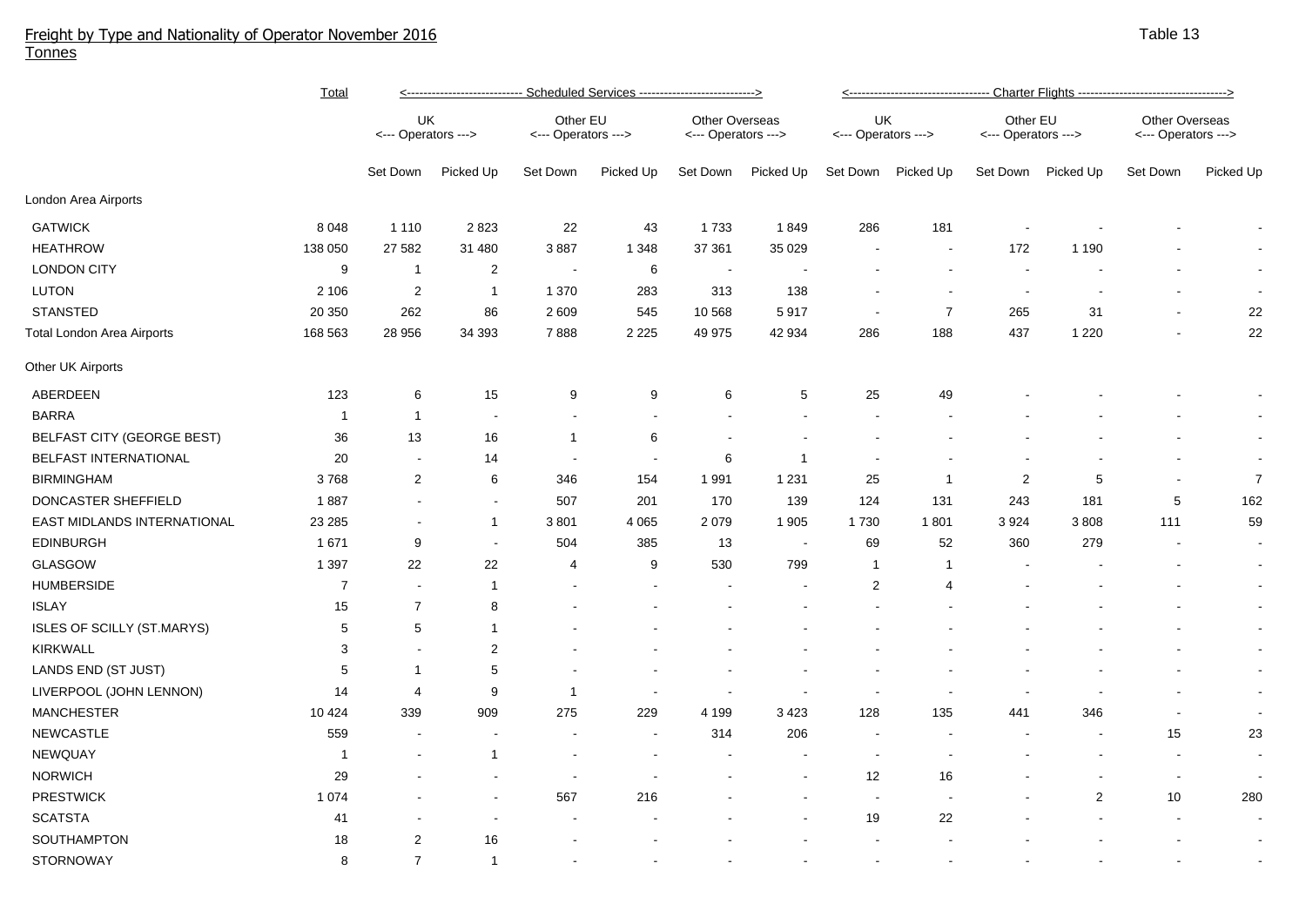# Freight by Type and Nationality of Operator November 2016

Tonnes

Table 13

| | Total | Scheduled Services | | | | | | Charter Flights | | | | | |
|---|---|---|---|---|---|---|---|---|---|---|---|---|---|
| | | UK <--- Operators ---> | | Other EU <--- Operators ---> | | Other Overseas <--- Operators ---> | | UK <--- Operators ---> | | Other EU <--- Operators ---> | | Other Overseas <--- Operators ---> | |
| | | Set Down | Picked Up | Set Down | Picked Up | Set Down | Picked Up | Set Down | Picked Up | Set Down | Picked Up | Set Down | Picked Up |
| London Area Airports | | | | | | | | | | | | | |
| GATWICK | 8 048 | 1 110 | 2 823 | 22 | 43 | 1 733 | 1 849 | 286 | 181 | - | - | - | - |
| HEATHROW | 138 050 | 27 582 | 31 480 | 3 887 | 1 348 | 37 361 | 35 029 | - | - | 172 | 1 190 | - | - |
| LONDON CITY | 9 | 1 | 2 | - | 6 | - | - | - | - | - | - | - | - |
| LUTON | 2 106 | 2 | 1 | 1 370 | 283 | 313 | 138 | - | - | - | - | - | - |
| STANSTED | 20 350 | 262 | 86 | 2 609 | 545 | 10 568 | 5 917 | - | 7 | 265 | 31 | - | 22 |
| Total London Area Airports | 168 563 | 28 956 | 34 393 | 7 888 | 2 225 | 49 975 | 42 934 | 286 | 188 | 437 | 1 220 | - | 22 |
| Other UK Airports | | | | | | | | | | | | | |
| ABERDEEN | 123 | 6 | 15 | 9 | 9 | 6 | 5 | 25 | 49 | - | - | - | - |
| BARRA | 1 | 1 | - | - | - | - | - | - | - | - | - | - | - |
| BELFAST CITY (GEORGE BEST) | 36 | 13 | 16 | 1 | 6 | - | - | - | - | - | - | - | - |
| BELFAST INTERNATIONAL | 20 | - | 14 | - | - | 6 | 1 | - | - | - | - | - | - |
| BIRMINGHAM | 3 768 | 2 | 6 | 346 | 154 | 1 991 | 1 231 | 25 | 1 | 2 | 5 | - | 7 |
| DONCASTER SHEFFIELD | 1 887 | - | - | 507 | 201 | 170 | 139 | 124 | 131 | 243 | 181 | 5 | 162 |
| EAST MIDLANDS INTERNATIONAL | 23 285 | - | 1 | 3 801 | 4 065 | 2 079 | 1 905 | 1 730 | 1 801 | 3 924 | 3 808 | 111 | 59 |
| EDINBURGH | 1 671 | 9 | - | 504 | 385 | 13 | - | 69 | 52 | 360 | 279 | - | - |
| GLASGOW | 1 397 | 22 | 22 | 4 | 9 | 530 | 799 | 1 | 1 | - | - | - | - |
| HUMBERSIDE | 7 | - | 1 | - | - | - | - | 2 | 4 | - | - | - | - |
| ISLAY | 15 | 7 | 8 | - | - | - | - | - | - | - | - | - | - |
| ISLES OF SCILLY (ST.MARYS) | 5 | 5 | 1 | - | - | - | - | - | - | - | - | - | - |
| KIRKWALL | 3 | - | 2 | - | - | - | - | - | - | - | - | - | - |
| LANDS END (ST JUST) | 5 | 1 | 5 | - | - | - | - | - | - | - | - | - | - |
| LIVERPOOL (JOHN LENNON) | 14 | 4 | 9 | 1 | - | - | - | - | - | - | - | - | - |
| MANCHESTER | 10 424 | 339 | 909 | 275 | 229 | 4 199 | 3 423 | 128 | 135 | 441 | 346 | - | - |
| NEWCASTLE | 559 | - | - | - | - | 314 | 206 | - | - | - | - | 15 | 23 |
| NEWQUAY | 1 | - | 1 | - | - | - | - | - | - | - | - | - | - |
| NORWICH | 29 | - | - | - | - | - | - | 12 | 16 | - | - | - | - |
| PRESTWICK | 1 074 | - | - | 567 | 216 | - | - | - | - | - | 2 | 10 | 280 |
| SCATSTA | 41 | - | - | - | - | - | - | 19 | 22 | - | - | - | - |
| SOUTHAMPTON | 18 | 2 | 16 | - | - | - | - | - | - | - | - | - | - |
| STORNOWAY | 8 | 7 | 1 | - | - | - | - | - | - | - | - | - | - |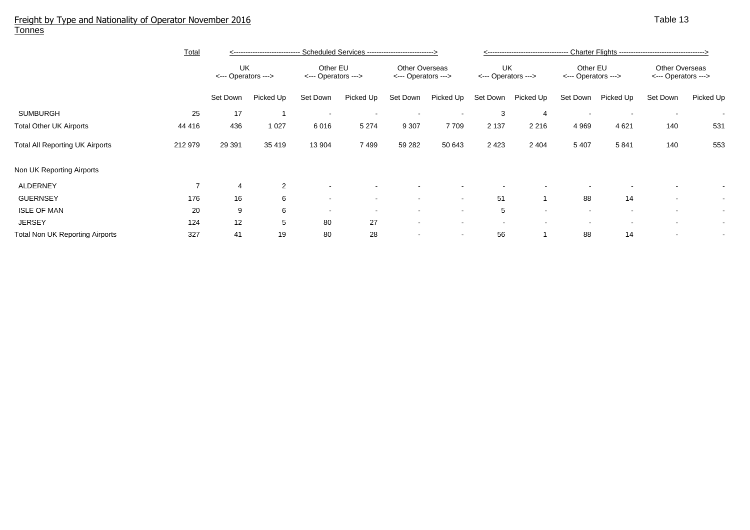## Freight by Type and Nationality of Operator November 2016
Tonnes

Table 13

| | Total | Scheduled Services | | | | | | Charter Flights | | | | | |
|---|---|---|---|---|---|---|---|---|---|---|---|---|---|
| | | UK <--- Operators ---> | | Other EU <--- Operators ---> | | Other Overseas <--- Operators ---> | | UK <--- Operators ---> | | Other EU <--- Operators ---> | | Other Overseas <--- Operators ---> | |
| | | Set Down | Picked Up | Set Down | Picked Up | Set Down | Picked Up | Set Down | Picked Up | Set Down | Picked Up | Set Down | Picked Up |
| SUMBURGH | 25 | 17 | 1 | - | - | - | - | 3 | 4 | - | - | - | - |
| Total Other UK Airports | 44 416 | 436 | 1 027 | 6 016 | 5 274 | 9 307 | 7 709 | 2 137 | 2 216 | 4 969 | 4 621 | 140 | 531 |
| Total All Reporting UK Airports | 212 979 | 29 391 | 35 419 | 13 904 | 7 499 | 59 282 | 50 643 | 2 423 | 2 404 | 5 407 | 5 841 | 140 | 553 |
| Non UK Reporting Airports | | | | | | | | | | | | | |
| ALDERNEY | 7 | 4 | 2 | - | - | - | - | - | - | - | - | - | - |
| GUERNSEY | 176 | 16 | 6 | - | - | - | - | 51 | 1 | 88 | 14 | - | - |
| ISLE OF MAN | 20 | 9 | 6 | - | - | - | - | 5 | - | - | - | - | - |
| JERSEY | 124 | 12 | 5 | 80 | 27 | - | - | - | - | - | - | - | - |
| Total Non UK Reporting Airports | 327 | 41 | 19 | 80 | 28 | - | - | 56 | 1 | 88 | 14 | - | - |